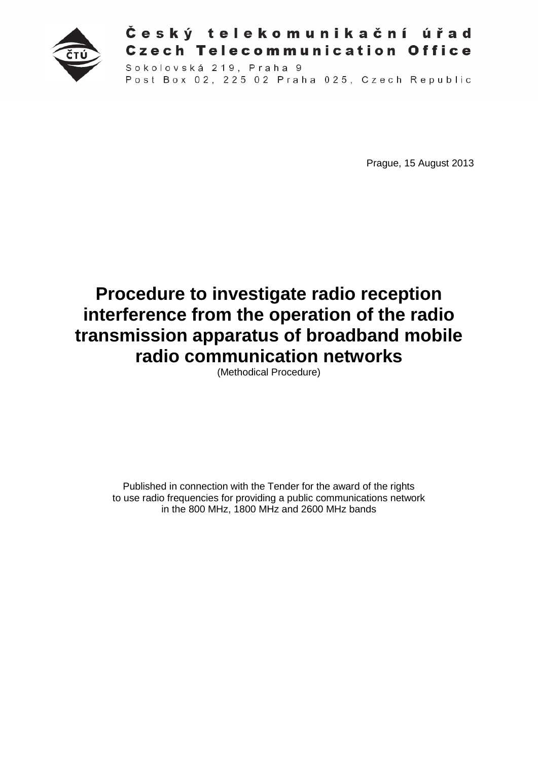Český telekomunikační úřad
Czech Telecommunication Office

Sokolovská 219, Praha 9
Post Box 02, 225 02 Praha 025, Czech Republic

Prague, 15 August 2013

# Procedure to investigate radio reception interference from the operation of the radio transmission apparatus of broadband mobile radio communication networks

(Methodical Procedure)

Published in connection with the Tender for the award of the rights to use radio frequencies for providing a public communications network in the 800 MHz, 1800 MHz and 2600 MHz bands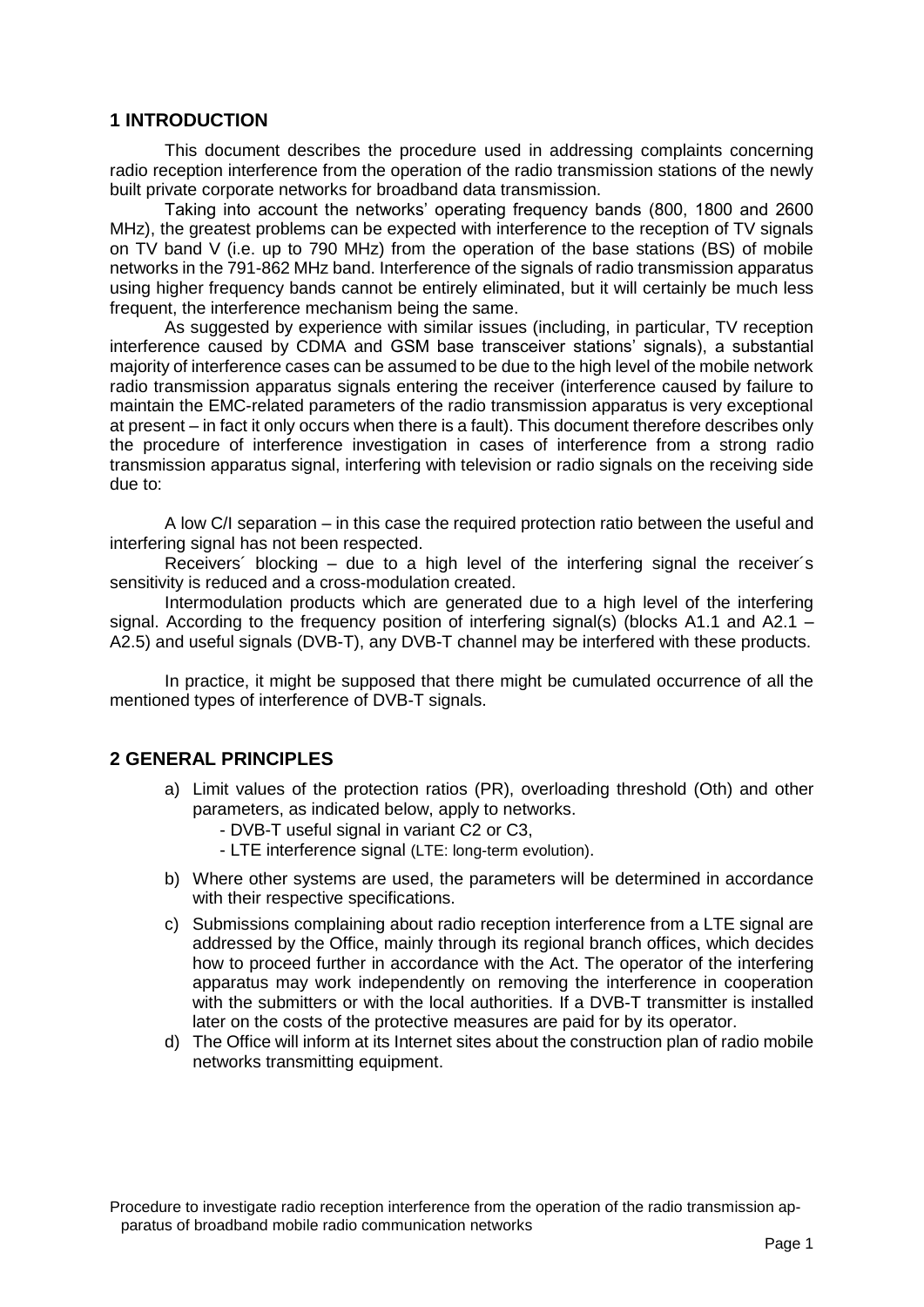## 1 INTRODUCTION

This document describes the procedure used in addressing complaints concerning radio reception interference from the operation of the radio transmission stations of the newly built private corporate networks for broadband data transmission.

Taking into account the networks' operating frequency bands (800, 1800 and 2600 MHz), the greatest problems can be expected with interference to the reception of TV signals on TV band V (i.e. up to 790 MHz) from the operation of the base stations (BS) of mobile networks in the 791-862 MHz band. Interference of the signals of radio transmission apparatus using higher frequency bands cannot be entirely eliminated, but it will certainly be much less frequent, the interference mechanism being the same.

As suggested by experience with similar issues (including, in particular, TV reception interference caused by CDMA and GSM base transceiver stations' signals), a substantial majority of interference cases can be assumed to be due to the high level of the mobile network radio transmission apparatus signals entering the receiver (interference caused by failure to maintain the EMC-related parameters of the radio transmission apparatus is very exceptional at present – in fact it only occurs when there is a fault). This document therefore describes only the procedure of interference investigation in cases of interference from a strong radio transmission apparatus signal, interfering with television or radio signals on the receiving side due to:

A low C/I separation – in this case the required protection ratio between the useful and interfering signal has not been respected.

Receivers´ blocking – due to a high level of the interfering signal the receiver´s sensitivity is reduced and a cross-modulation created.

Intermodulation products which are generated due to a high level of the interfering signal. According to the frequency position of interfering signal(s) (blocks A1.1 and A2.1 – A2.5) and useful signals (DVB-T), any DVB-T channel may be interfered with these products.

In practice, it might be supposed that there might be cumulated occurrence of all the mentioned types of interference of DVB-T signals.

## 2 GENERAL PRINCIPLES

a) Limit values of the protection ratios (PR), overloading threshold (Oth) and other parameters, as indicated below, apply to networks.
   - DVB-T useful signal in variant C2 or C3,
   - LTE interference signal (LTE: long-term evolution).
b) Where other systems are used, the parameters will be determined in accordance with their respective specifications.
c) Submissions complaining about radio reception interference from a LTE signal are addressed by the Office, mainly through its regional branch offices, which decides how to proceed further in accordance with the Act. The operator of the interfering apparatus may work independently on removing the interference in cooperation with the submitters or with the local authorities. If a DVB-T transmitter is installed later on the costs of the protective measures are paid for by its operator.
d) The Office will inform at its Internet sites about the construction plan of radio mobile networks transmitting equipment.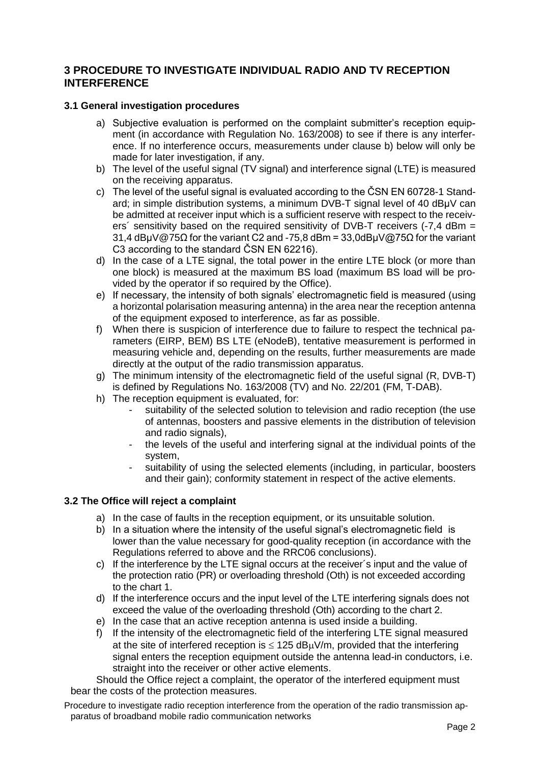## 3 PROCEDURE TO INVESTIGATE INDIVIDUAL RADIO AND TV RECEPTION INTERFERENCE

### 3.1 General investigation procedures

a) Subjective evaluation is performed on the complaint submitter's reception equipment (in accordance with Regulation No. 163/2008) to see if there is any interference. If no interference occurs, measurements under clause b) below will only be made for later investigation, if any.
b) The level of the useful signal (TV signal) and interference signal (LTE) is measured on the receiving apparatus.
c) The level of the useful signal is evaluated according to the ČSN EN 60728-1 Standard; in simple distribution systems, a minimum DVB-T signal level of 40 dBμV can be admitted at receiver input which is a sufficient reserve with respect to the receivers´ sensitivity based on the required sensitivity of DVB-T receivers (-7,4 dBm = 31,4 dBμV@75Ω for the variant C2 and -75,8 dBm = 33,0dBμV@75Ω for the variant C3 according to the standard ČSN EN 62216).
d) In the case of a LTE signal, the total power in the entire LTE block (or more than one block) is measured at the maximum BS load (maximum BS load will be provided by the operator if so required by the Office).
e) If necessary, the intensity of both signals' electromagnetic field is measured (using a horizontal polarisation measuring antenna) in the area near the reception antenna of the equipment exposed to interference, as far as possible.
f) When there is suspicion of interference due to failure to respect the technical parameters (EIRP, BEM) BS LTE (eNodeB), tentative measurement is performed in measuring vehicle and, depending on the results, further measurements are made directly at the output of the radio transmission apparatus.
g) The minimum intensity of the electromagnetic field of the useful signal (R, DVB-T) is defined by Regulations No. 163/2008 (TV) and No. 22/201 (FM, T-DAB).
h) The reception equipment is evaluated, for:
   - suitability of the selected solution to television and radio reception (the use of antennas, boosters and passive elements in the distribution of television and radio signals),
   - the levels of the useful and interfering signal at the individual points of the system,
   - suitability of using the selected elements (including, in particular, boosters and their gain); conformity statement in respect of the active elements.

### 3.2 The Office will reject a complaint

a) In the case of faults in the reception equipment, or its unsuitable solution.
b) In a situation where the intensity of the useful signal's electromagnetic field is lower than the value necessary for good-quality reception (in accordance with the Regulations referred to above and the RRC06 conclusions).
c) If the interference by the LTE signal occurs at the receiver´s input and the value of the protection ratio (PR) or overloading threshold (Oth) is not exceeded according to the chart 1.
d) If the interference occurs and the input level of the LTE interfering signals does not exceed the value of the overloading threshold (Oth) according to the chart 2.
e) In the case that an active reception antenna is used inside a building.
f) If the intensity of the electromagnetic field of the interfering LTE signal measured at the site of interfered reception is $\leq$ 125 dBμV/m, provided that the interfering signal enters the reception equipment outside the antenna lead-in conductors, i.e. straight into the receiver or other active elements.

Should the Office reject a complaint, the operator of the interfered equipment must bear the costs of the protection measures.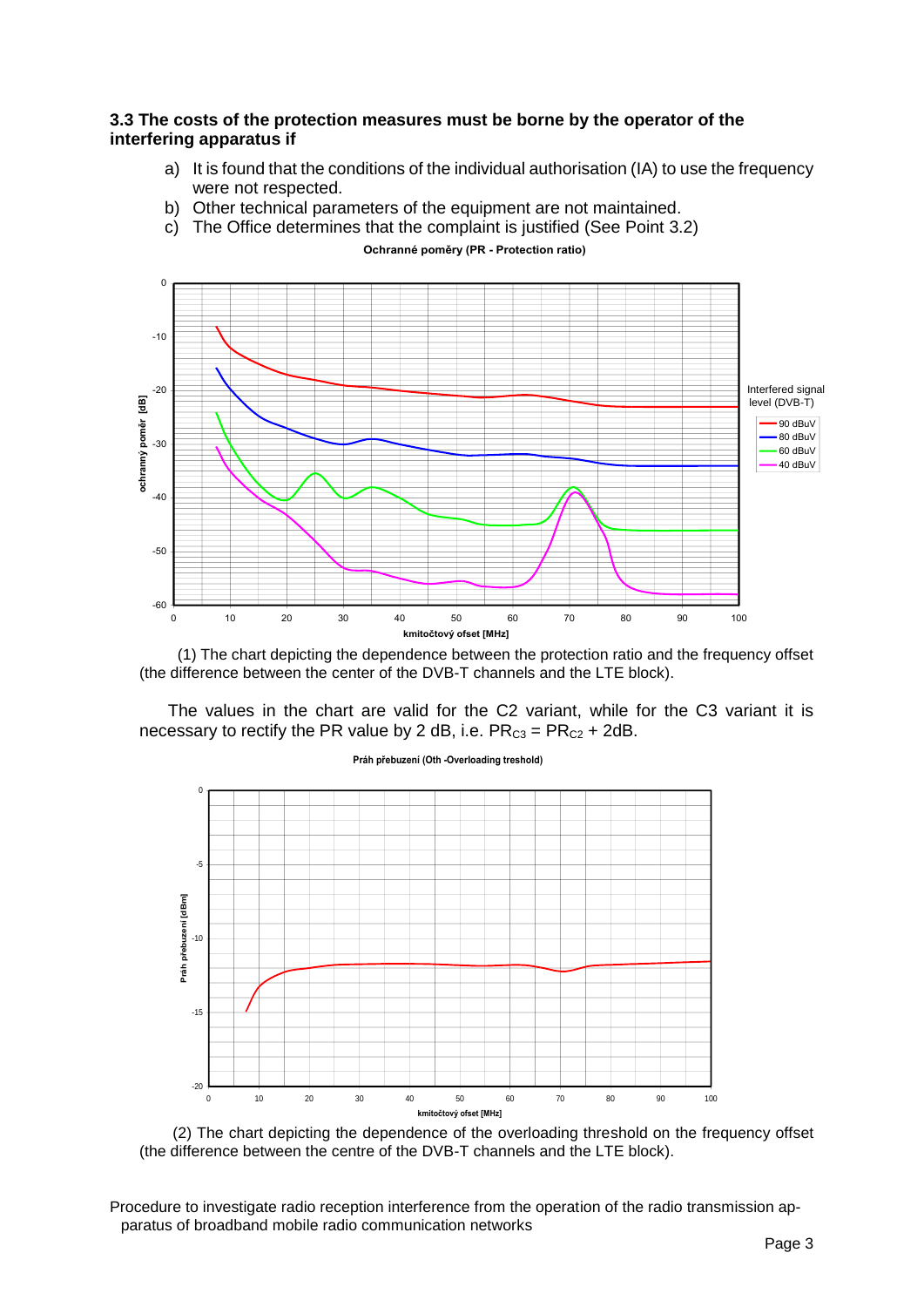### 3.3 The costs of the protection measures must be borne by the operator of the interfering apparatus if

a) It is found that the conditions of the individual authorisation (IA) to use the frequency were not respected.
b) Other technical parameters of the equipment are not maintained.
c) The Office determines that the complaint is justified (See Point 3.2)

(1) The chart depicting the dependence between the protection ratio and the frequency offset (the difference between the center of the DVB-T channels and the LTE block).

The values in the chart are valid for the C2 variant, while for the C3 variant it is necessary to rectify the PR value by 2 dB, i.e. $PR_{C3} = PR_{C2} + 2dB$.

(2) The chart depicting the dependence of the overloading threshold on the frequency offset (the difference between the centre of the DVB-T channels and the LTE block).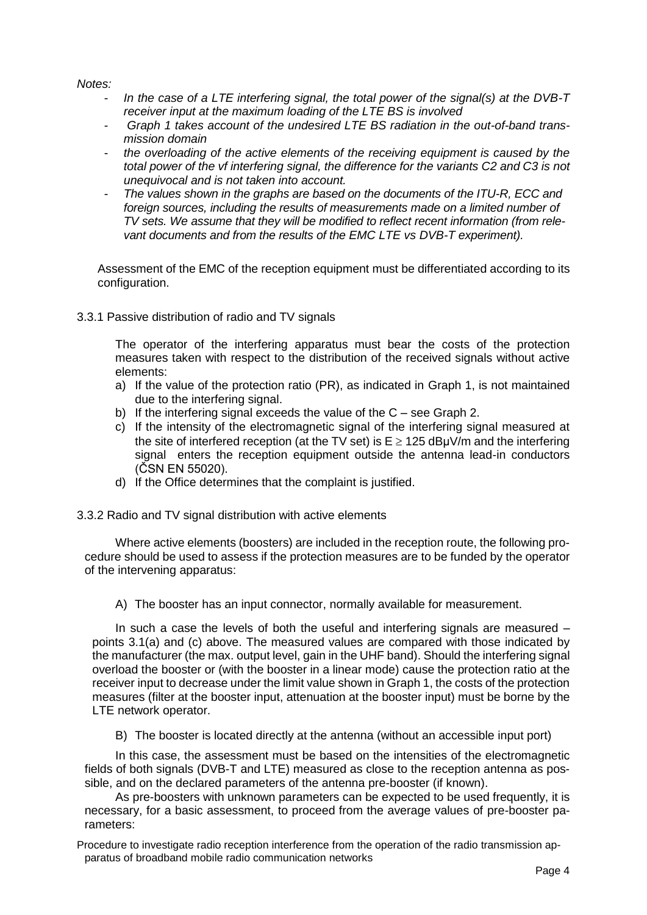*Notes:*

- *In the case of a LTE interfering signal, the total power of the signal(s) at the DVB-T receiver input at the maximum loading of the LTE BS is involved*
- *Graph 1 takes account of the undesired LTE BS radiation in the out-of-band transmission domain*
- *the overloading of the active elements of the receiving equipment is caused by the total power of the vf interfering signal, the difference for the variants C2 and C3 is not unequivocal and is not taken into account.*
- *The values shown in the graphs are based on the documents of the ITU-R, ECC and foreign sources, including the results of measurements made on a limited number of TV sets. We assume that they will be modified to reflect recent information (from relevant documents and from the results of the EMC LTE vs DVB-T experiment).*

Assessment of the EMC of the reception equipment must be differentiated according to its configuration.

3.3.1 Passive distribution of radio and TV signals

The operator of the interfering apparatus must bear the costs of the protection measures taken with respect to the distribution of the received signals without active elements:

a) If the value of the protection ratio (PR), as indicated in Graph 1, is not maintained due to the interfering signal.
b) If the interfering signal exceeds the value of the C – see Graph 2.
c) If the intensity of the electromagnetic signal of the interfering signal measured at the site of interfered reception (at the TV set) is $E \geq 125$ dBμV/m and the interfering signal enters the reception equipment outside the antenna lead-in conductors (ČSN EN 55020).
d) If the Office determines that the complaint is justified.

3.3.2 Radio and TV signal distribution with active elements

Where active elements (boosters) are included in the reception route, the following procedure should be used to assess if the protection measures are to be funded by the operator of the intervening apparatus:

A) The booster has an input connector, normally available for measurement.

In such a case the levels of both the useful and interfering signals are measured – points 3.1(a) and (c) above. The measured values are compared with those indicated by the manufacturer (the max. output level, gain in the UHF band). Should the interfering signal overload the booster or (with the booster in a linear mode) cause the protection ratio at the receiver input to decrease under the limit value shown in Graph 1, the costs of the protection measures (filter at the booster input, attenuation at the booster input) must be borne by the LTE network operator.

B) The booster is located directly at the antenna (without an accessible input port)

In this case, the assessment must be based on the intensities of the electromagnetic fields of both signals (DVB-T and LTE) measured as close to the reception antenna as possible, and on the declared parameters of the antenna pre-booster (if known).

As pre-boosters with unknown parameters can be expected to be used frequently, it is necessary, for a basic assessment, to proceed from the average values of pre-booster parameters: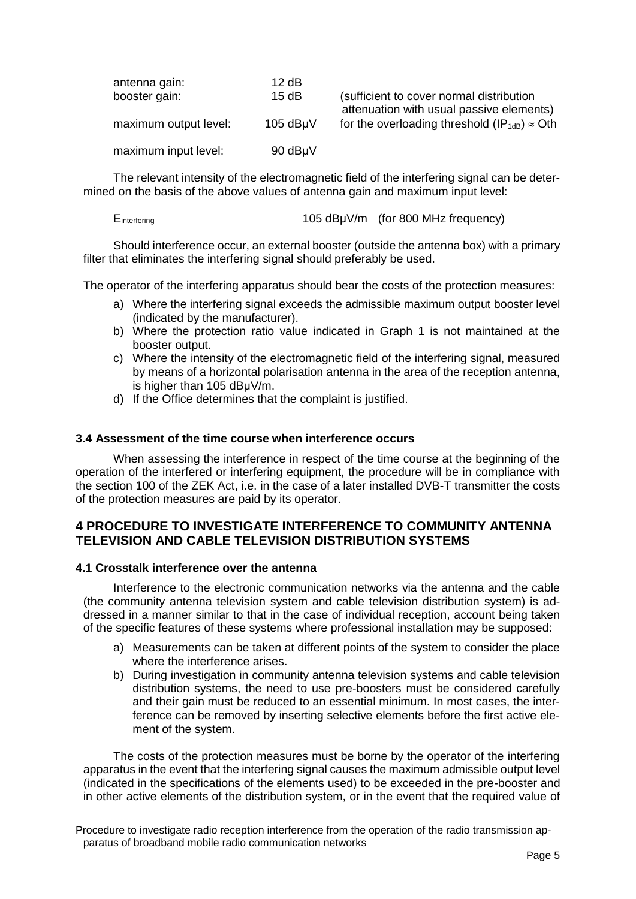| | | |
|---|---|---|
| antenna gain: | 12 dB | |
| booster gain: | 15 dB | (sufficient to cover normal distribution attenuation with usual passive elements) |
| maximum output level: | 105 dBμV | for the overloading threshold ($IP_{1dB}$) ≈ Oth |
| maximum input level: | 90 dBμV | |

The relevant intensity of the electromagnetic field of the interfering signal can be determined on the basis of the above values of antenna gain and maximum input level:

$E_{interfering}$ 105 dBμV/m (for 800 MHz frequency)

Should interference occur, an external booster (outside the antenna box) with a primary filter that eliminates the interfering signal should preferably be used.

The operator of the interfering apparatus should bear the costs of the protection measures:

a) Where the interfering signal exceeds the admissible maximum output booster level (indicated by the manufacturer).
b) Where the protection ratio value indicated in Graph 1 is not maintained at the booster output.
c) Where the intensity of the electromagnetic field of the interfering signal, measured by means of a horizontal polarisation antenna in the area of the reception antenna, is higher than 105 dBμV/m.
d) If the Office determines that the complaint is justified.

### 3.4 Assessment of the time course when interference occurs

When assessing the interference in respect of the time course at the beginning of the operation of the interfered or interfering equipment, the procedure will be in compliance with the section 100 of the ZEK Act, i.e. in the case of a later installed DVB-T transmitter the costs of the protection measures are paid by its operator.

## 4 PROCEDURE TO INVESTIGATE INTERFERENCE TO COMMUNITY ANTENNA TELEVISION AND CABLE TELEVISION DISTRIBUTION SYSTEMS

### 4.1 Crosstalk interference over the antenna

Interference to the electronic communication networks via the antenna and the cable (the community antenna television system and cable television distribution system) is addressed in a manner similar to that in the case of individual reception, account being taken of the specific features of these systems where professional installation may be supposed:

a) Measurements can be taken at different points of the system to consider the place where the interference arises.
b) During investigation in community antenna television systems and cable television distribution systems, the need to use pre-boosters must be considered carefully and their gain must be reduced to an essential minimum. In most cases, the interference can be removed by inserting selective elements before the first active element of the system.

The costs of the protection measures must be borne by the operator of the interfering apparatus in the event that the interfering signal causes the maximum admissible output level (indicated in the specifications of the elements used) to be exceeded in the pre-booster and in other active elements of the distribution system, or in the event that the required value of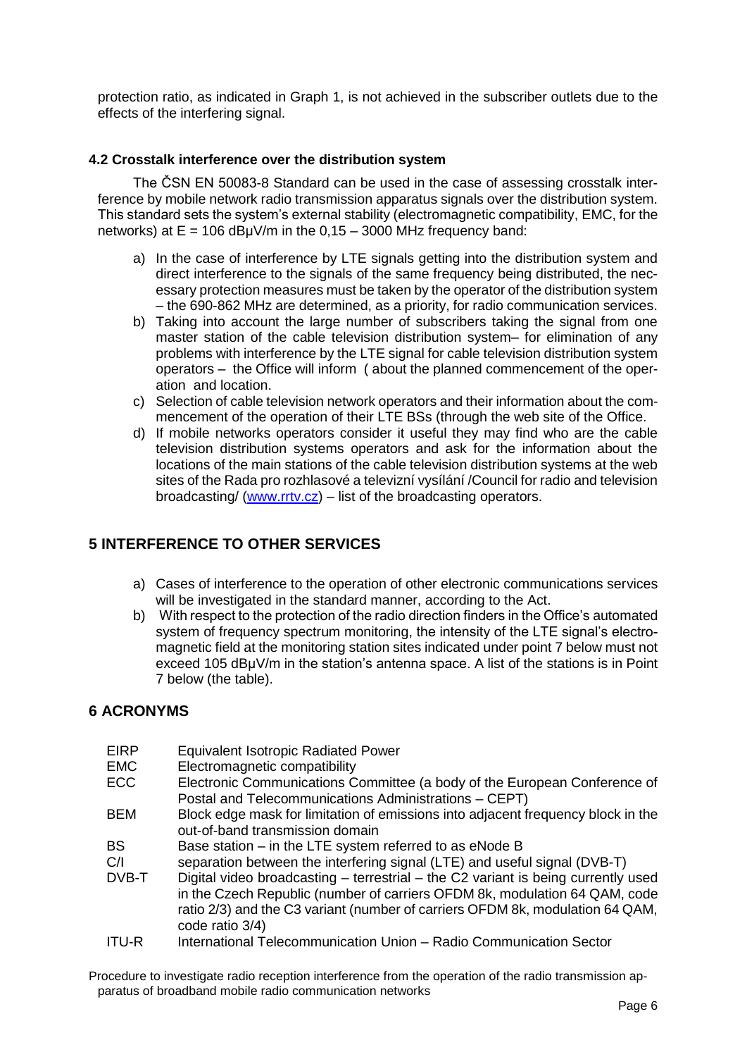protection ratio, as indicated in Graph 1, is not achieved in the subscriber outlets due to the effects of the interfering signal.

### 4.2 Crosstalk interference over the distribution system

The ČSN EN 50083-8 Standard can be used in the case of assessing crosstalk interference by mobile network radio transmission apparatus signals over the distribution system. This standard sets the system's external stability (electromagnetic compatibility, EMC, for the networks) at E = 106 dBμV/m in the 0,15 – 3000 MHz frequency band:

a) In the case of interference by LTE signals getting into the distribution system and direct interference to the signals of the same frequency being distributed, the necessary protection measures must be taken by the operator of the distribution system – the 690-862 MHz are determined, as a priority, for radio communication services.
b) Taking into account the large number of subscribers taking the signal from one master station of the cable television distribution system– for elimination of any problems with interference by the LTE signal for cable television distribution system operators – the Office will inform ( about the planned commencement of the operation and location.
c) Selection of cable television network operators and their information about the commencement of the operation of their LTE BSs (through the web site of the Office.
d) If mobile networks operators consider it useful they may find who are the cable television distribution systems operators and ask for the information about the locations of the main stations of the cable television distribution systems at the web sites of the Rada pro rozhlasové a televizní vysílání /Council for radio and television broadcasting/ (www.rrtv.cz) – list of the broadcasting operators.

## 5 INTERFERENCE TO OTHER SERVICES

a) Cases of interference to the operation of other electronic communications services will be investigated in the standard manner, according to the Act.
b) With respect to the protection of the radio direction finders in the Office's automated system of frequency spectrum monitoring, the intensity of the LTE signal's electromagnetic field at the monitoring station sites indicated under point 7 below must not exceed 105 dBμV/m in the station's antenna space. A list of the stations is in Point 7 below (the table).

## 6 ACRONYMS

| | |
|---|---|
| EIRP | Equivalent Isotropic Radiated Power |
| EMC | Electromagnetic compatibility |
| ECC | Electronic Communications Committee (a body of the European Conference of Postal and Telecommunications Administrations – CEPT) |
| BEM | Block edge mask for limitation of emissions into adjacent frequency block in the out-of-band transmission domain |
| BS | Base station – in the LTE system referred to as eNode B |
| C/I | separation between the interfering signal (LTE) and useful signal (DVB-T) |
| DVB-T | Digital video broadcasting – terrestrial – the C2 variant is being currently used in the Czech Republic (number of carriers OFDM 8k, modulation 64 QAM, code ratio 2/3) and the C3 variant (number of carriers OFDM 8k, modulation 64 QAM, code ratio 3/4) |
| ITU-R | International Telecommunication Union – Radio Communication Sector |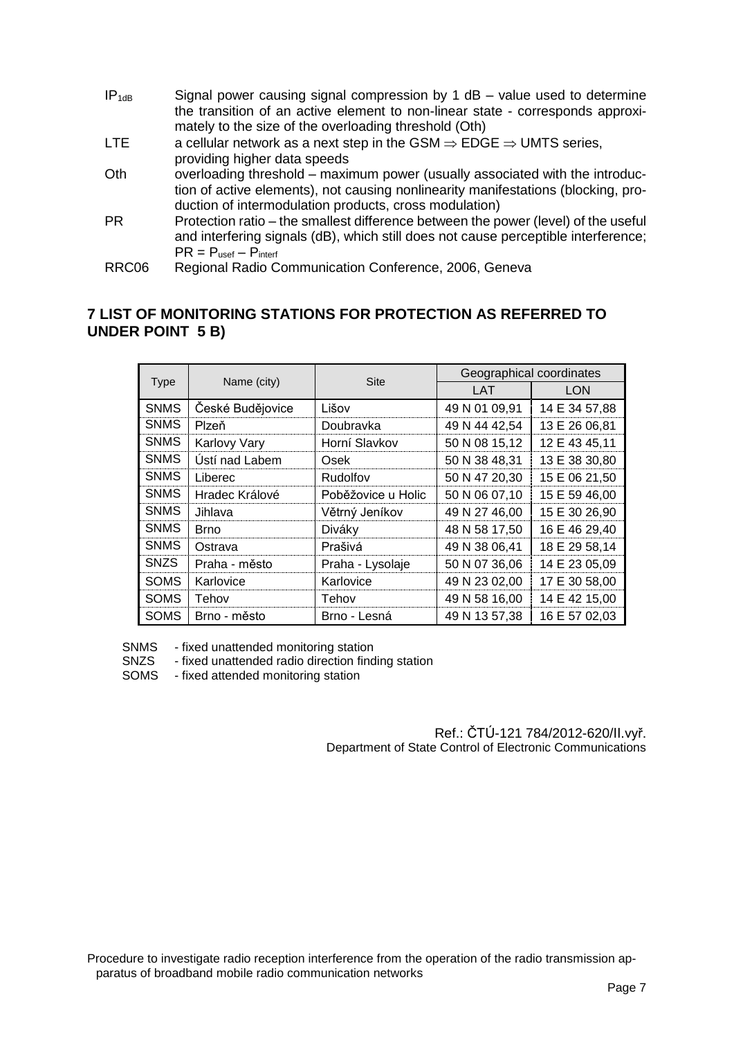| | |
|---|---|
| $IP_{1dB}$ | Signal power causing signal compression by 1 dB – value used to determine the transition of an active element to non-linear state - corresponds approximately to the size of the overloading threshold (Oth) |
| LTE | a cellular network as a next step in the GSM ⇒ EDGE ⇒ UMTS series, providing higher data speeds |
| Oth | overloading threshold – maximum power (usually associated with the introduction of active elements), not causing nonlinearity manifestations (blocking, production of intermodulation products, cross modulation) |
| PR | Protection ratio – the smallest difference between the power (level) of the useful and interfering signals (dB), which still does not cause perceptible interference; $PR = P_{usef} – P_{interf}$ |
| RRC06 | Regional Radio Communication Conference, 2006, Geneva |

## 7 LIST OF MONITORING STATIONS FOR PROTECTION AS REFERRED TO UNDER POINT 5 B)

| Type | Name (city) | Site | Geographical coordinates | |
|---|---|---|---|---|
| | | | LAT | LON |
| SNMS | České Budějovice | Lišov | 49 N 01 09,91 | 14 E 34 57,88 |
| SNMS | Plzeň | Doubravka | 49 N 44 42,54 | 13 E 26 06,81 |
| SNMS | Karlovy Vary | Horní Slavkov | 50 N 08 15,12 | 12 E 43 45,11 |
| SNMS | Ústí nad Labem | Osek | 50 N 38 48,31 | 13 E 38 30,80 |
| SNMS | Liberec | Rudolfov | 50 N 47 20,30 | 15 E 06 21,50 |
| SNMS | Hradec Králové | Poběžovice u Holic | 50 N 06 07,10 | 15 E 59 46,00 |
| SNMS | Jihlava | Větrný Jeníkov | 49 N 27 46,00 | 15 E 30 26,90 |
| SNMS | Brno | Diváky | 48 N 58 17,50 | 16 E 46 29,40 |
| SNMS | Ostrava | Prašivá | 49 N 38 06,41 | 18 E 29 58,14 |
| SNZS | Praha - město | Praha - Lysolaje | 50 N 07 36,06 | 14 E 23 05,09 |
| SOMS | Karlovice | Karlovice | 49 N 23 02,00 | 17 E 30 58,00 |
| SOMS | Tehov | Tehov | 49 N 58 16,00 | 14 E 42 15,00 |
| SOMS | Brno - město | Brno - Lesná | 49 N 13 57,38 | 16 E 57 02,03 |

SNMS - fixed unattended monitoring station
SNZS - fixed unattended radio direction finding station
SOMS - fixed attended monitoring station

Ref.: ČTÚ-121 784/2012-620/II.vyř.
Department of State Control of Electronic Communications